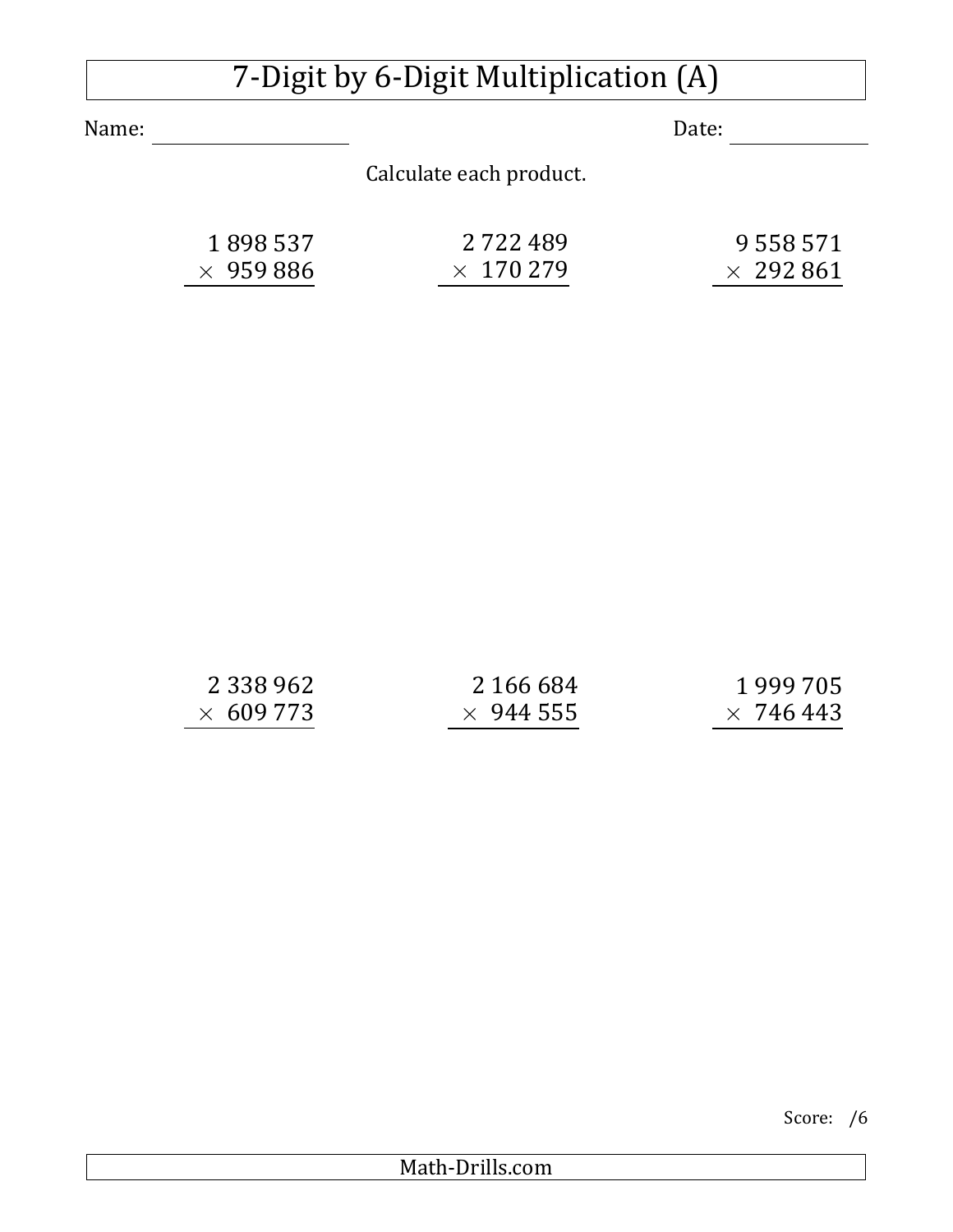# 7-Digit by 6-Digit Multiplication (A)

Name: ____________________ Date: ______________

Calculate each product.

$$\begin{array}{r} 1\,898\,537 \\ \times\ \ 959\,886 \\ \hline \end{array}$$

$$\begin{array}{r} 2\,722\,489 \\ \times\ \ 170\,279 \\ \hline \end{array}$$

$$\begin{array}{r} 9\,558\,571 \\ \times\ \ 292\,861 \\ \hline \end{array}$$

$$\begin{array}{r} 2\,338\,962 \\ \times\ \ 609\,773 \\ \hline \end{array}$$

$$\begin{array}{r} 2\,166\,684 \\ \times\ \ 944\,555 \\ \hline \end{array}$$

$$\begin{array}{r} 1\,999\,705 \\ \times\ \ 746\,443 \\ \hline \end{array}$$

Score: /6

Math-Drills.com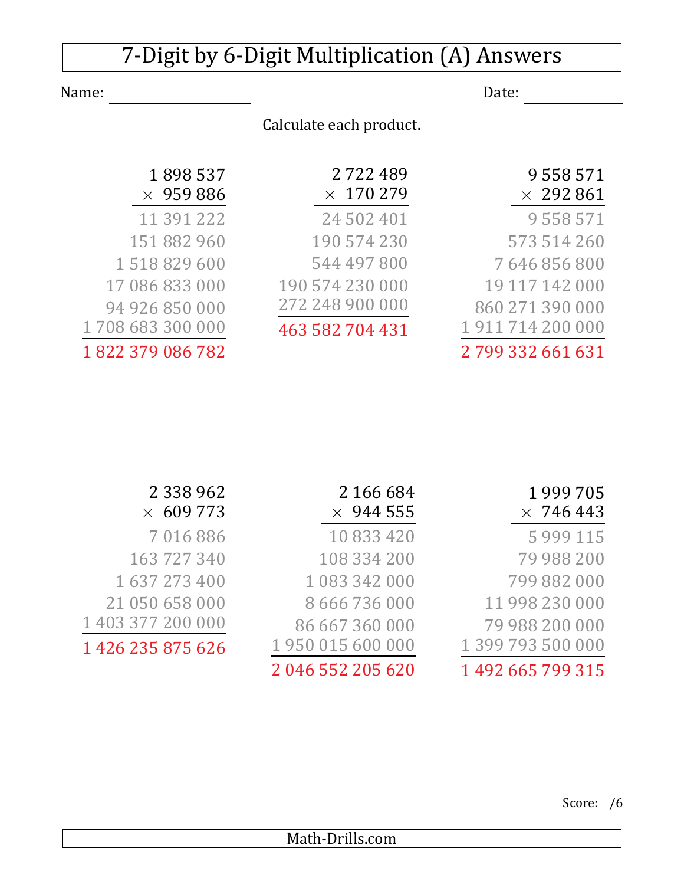# 7-Digit by 6-Digit Multiplication (A) Answers

Name: ______________ Date: ______________

Calculate each product.

```
      1 898 537
    ×   959 886
     11 391 222
    151 882 960
  1 518 829 600
 17 086 833 000
 94 926 850 000
1 708 683 300 000
1 822 379 086 782
```

```
      2 722 489
    ×   170 279
     24 502 401
    190 574 230
    544 497 800
190 574 230 000
272 248 900 000
463 582 704 431
```

```
      9 558 571
    ×   292 861
      9 558 571
    573 514 260
  7 646 856 800
 19 117 142 000
860 271 390 000
1 911 714 200 000
2 799 332 661 631
```

```
      2 338 962
    ×   609 773
      7 016 886
    163 727 340
  1 637 273 400
 21 050 658 000
1 403 377 200 000
1 426 235 875 626
```

```
      2 166 684
    ×   944 555
     10 833 420
    108 334 200
  1 083 342 000
  8 666 736 000
 86 667 360 000
1 950 015 600 000
2 046 552 205 620
```

```
      1 999 705
    ×   746 443
      5 999 115
     79 988 200
    799 882 000
 11 998 230 000
 79 988 200 000
1 399 793 500 000
1 492 665 799 315
```

Score: /6

Math-Drills.com